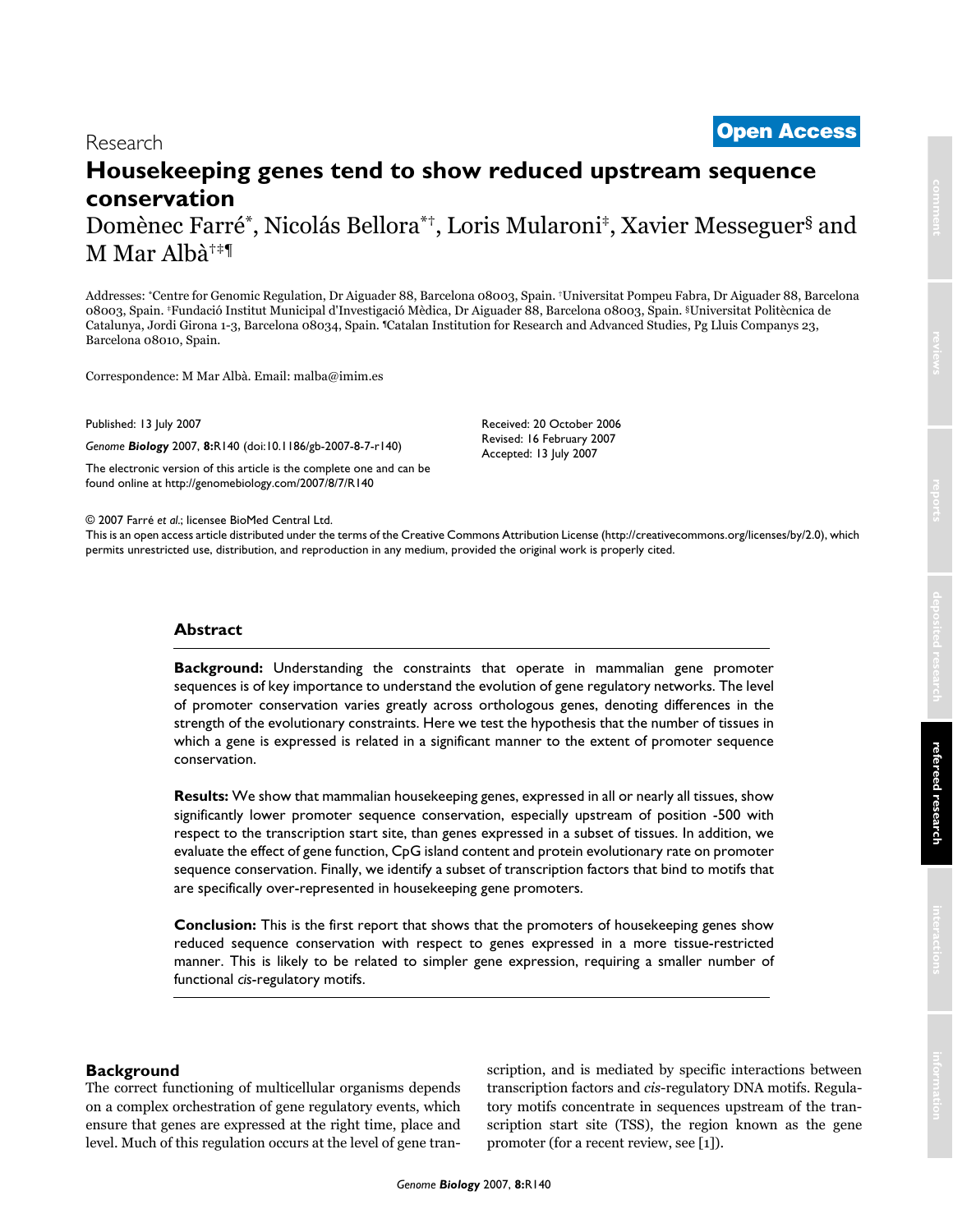Research

**Open Access**

# Housekeeping genes tend to show reduced upstream sequence conservation

Domènec Farré[*], Nicolás Bellora[*†], Loris Mularoni[‡], Xavier Messeguer[§] and M Mar Albà[†‡¶]

Addresses: [*]Centre for Genomic Regulation, Dr Aiguader 88, Barcelona 08003, Spain. [†]Universitat Pompeu Fabra, Dr Aiguader 88, Barcelona 08003, Spain. [‡]Fundació Institut Municipal d'Investigació Mèdica, Dr Aiguader 88, Barcelona 08003, Spain. [§]Universitat Politècnica de Catalunya, Jordi Girona 1-3, Barcelona 08034, Spain. [¶]Catalan Institution for Research and Advanced Studies, Pg Lluis Companys 23, Barcelona 08010, Spain.

Correspondence: M Mar Albà. Email: malba@imim.es

Published: 13 July 2007

*Genome* ***Biology*** 2007, **8:**R140 (doi:10.1186/gb-2007-8-7-r140)

The electronic version of this article is the complete one and can be found online at http://genomebiology.com/2007/8/7/R140

Received: 20 October 2006
Revised: 16 February 2007
Accepted: 13 July 2007

© 2007 Farré *et al.*; licensee BioMed Central Ltd.
This is an open access article distributed under the terms of the Creative Commons Attribution License (http://creativecommons.org/licenses/by/2.0), which permits unrestricted use, distribution, and reproduction in any medium, provided the original work is properly cited.

## Abstract

**Background:** Understanding the constraints that operate in mammalian gene promoter sequences is of key importance to understand the evolution of gene regulatory networks. The level of promoter conservation varies greatly across orthologous genes, denoting differences in the strength of the evolutionary constraints. Here we test the hypothesis that the number of tissues in which a gene is expressed is related in a significant manner to the extent of promoter sequence conservation.

**Results:** We show that mammalian housekeeping genes, expressed in all or nearly all tissues, show significantly lower promoter sequence conservation, especially upstream of position -500 with respect to the transcription start site, than genes expressed in a subset of tissues. In addition, we evaluate the effect of gene function, CpG island content and protein evolutionary rate on promoter sequence conservation. Finally, we identify a subset of transcription factors that bind to motifs that are specifically over-represented in housekeeping gene promoters.

**Conclusion:** This is the first report that shows that the promoters of housekeeping genes show reduced sequence conservation with respect to genes expressed in a more tissue-restricted manner. This is likely to be related to simpler gene expression, requiring a smaller number of functional *cis*-regulatory motifs.

## Background

The correct functioning of multicellular organisms depends on a complex orchestration of gene regulatory events, which ensure that genes are expressed at the right time, place and level. Much of this regulation occurs at the level of gene transcription, and is mediated by specific interactions between transcription factors and *cis*-regulatory DNA motifs. Regulatory motifs concentrate in sequences upstream of the transcription start site (TSS), the region known as the gene promoter (for a recent review, see [1]).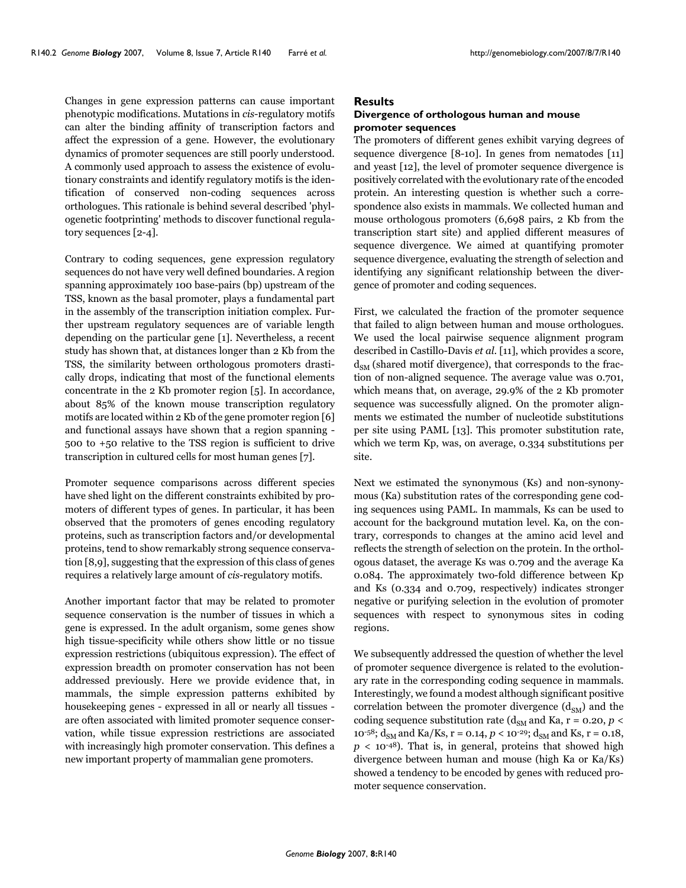Changes in gene expression patterns can cause important phenotypic modifications. Mutations in *cis*-regulatory motifs can alter the binding affinity of transcription factors and affect the expression of a gene. However, the evolutionary dynamics of promoter sequences are still poorly understood. A commonly used approach to assess the existence of evolutionary constraints and identify regulatory motifs is the identification of conserved non-coding sequences across orthologues. This rationale is behind several described 'phylogenetic footprinting' methods to discover functional regulatory sequences [2-4].

Contrary to coding sequences, gene expression regulatory sequences do not have very well defined boundaries. A region spanning approximately 100 base-pairs (bp) upstream of the TSS, known as the basal promoter, plays a fundamental part in the assembly of the transcription initiation complex. Further upstream regulatory sequences are of variable length depending on the particular gene [1]. Nevertheless, a recent study has shown that, at distances longer than 2 Kb from the TSS, the similarity between orthologous promoters drastically drops, indicating that most of the functional elements concentrate in the 2 Kb promoter region [5]. In accordance, about 85% of the known mouse transcription regulatory motifs are located within 2 Kb of the gene promoter region [6] and functional assays have shown that a region spanning -500 to +50 relative to the TSS region is sufficient to drive transcription in cultured cells for most human genes [7].

Promoter sequence comparisons across different species have shed light on the different constraints exhibited by promoters of different types of genes. In particular, it has been observed that the promoters of genes encoding regulatory proteins, such as transcription factors and/or developmental proteins, tend to show remarkably strong sequence conservation [8,9], suggesting that the expression of this class of genes requires a relatively large amount of *cis*-regulatory motifs.

Another important factor that may be related to promoter sequence conservation is the number of tissues in which a gene is expressed. In the adult organism, some genes show high tissue-specificity while others show little or no tissue expression restrictions (ubiquitous expression). The effect of expression breadth on promoter conservation has not been addressed previously. Here we provide evidence that, in mammals, the simple expression patterns exhibited by housekeeping genes - expressed in all or nearly all tissues - are often associated with limited promoter sequence conservation, while tissue expression restrictions are associated with increasingly high promoter conservation. This defines a new important property of mammalian gene promoters.

## Results

### Divergence of orthologous human and mouse promoter sequences

The promoters of different genes exhibit varying degrees of sequence divergence [8-10]. In genes from nematodes [11] and yeast [12], the level of promoter sequence divergence is positively correlated with the evolutionary rate of the encoded protein. An interesting question is whether such a correspondence also exists in mammals. We collected human and mouse orthologous promoters (6,698 pairs, 2 Kb from the transcription start site) and applied different measures of sequence divergence. We aimed at quantifying promoter sequence divergence, evaluating the strength of selection and identifying any significant relationship between the divergence of promoter and coding sequences.

First, we calculated the fraction of the promoter sequence that failed to align between human and mouse orthologues. We used the local pairwise sequence alignment program described in Castillo-Davis *et al.* [11], which provides a score, $d_{SM}$ (shared motif divergence), that corresponds to the fraction of non-aligned sequence. The average value was 0.701, which means that, on average, 29.9% of the 2 Kb promoter sequence was successfully aligned. On the promoter alignments we estimated the number of nucleotide substitutions per site using PAML [13]. This promoter substitution rate, which we term Kp, was, on average, 0.334 substitutions per site.

Next we estimated the synonymous (Ks) and non-synonymous (Ka) substitution rates of the corresponding gene coding sequences using PAML. In mammals, Ks can be used to account for the background mutation level. Ka, on the contrary, corresponds to changes at the amino acid level and reflects the strength of selection on the protein. In the orthologous dataset, the average Ks was 0.709 and the average Ka 0.084. The approximately two-fold difference between Kp and Ks (0.334 and 0.709, respectively) indicates stronger negative or purifying selection in the evolution of promoter sequences with respect to synonymous sites in coding regions.

We subsequently addressed the question of whether the level of promoter sequence divergence is related to the evolutionary rate in the corresponding coding sequence in mammals. Interestingly, we found a modest although significant positive correlation between the promoter divergence ($d_{SM}$) and the coding sequence substitution rate ($d_{SM}$ and Ka, $r = 0.20$, $p < 10^{-58}$; $d_{SM}$ and Ka/Ks, $r = 0.14$, $p < 10^{-29}$; $d_{SM}$ and Ks, $r = 0.18$, $p < 10^{-48}$). That is, in general, proteins that showed high divergence between human and mouse (high Ka or Ka/Ks) showed a tendency to be encoded by genes with reduced promoter sequence conservation.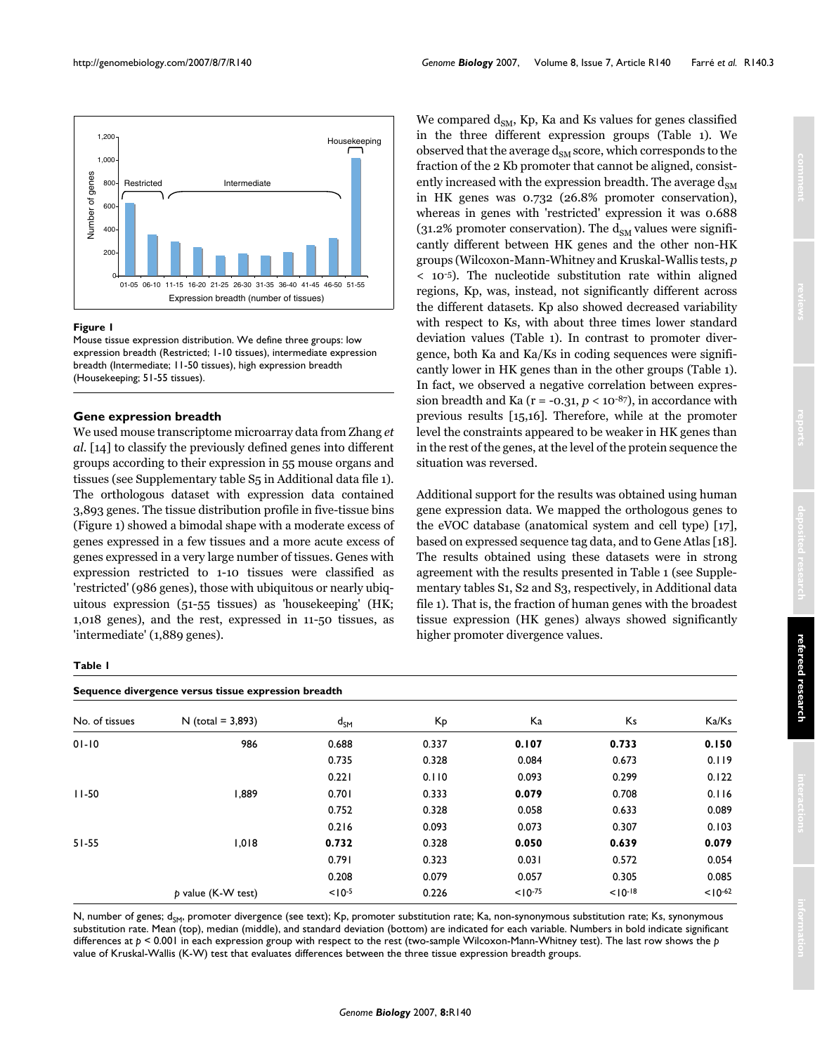**Figure 1**

Mouse tissue expression distribution. We define three groups: low expression breadth (Restricted; 1-10 tissues), intermediate expression breadth (Intermediate; 11-50 tissues), high expression breadth (Housekeeping; 51-55 tissues).

### Gene expression breadth

We used mouse transcriptome microarray data from Zhang *et al*. [14] to classify the previously defined genes into different groups according to their expression in 55 mouse organs and tissues (see Supplementary table S5 in Additional data file 1). The orthologous dataset with expression data contained 3,893 genes. The tissue distribution profile in five-tissue bins (Figure 1) showed a bimodal shape with a moderate excess of genes expressed in a few tissues and a more acute excess of genes expressed in a very large number of tissues. Genes with expression restricted to 1-10 tissues were classified as 'restricted' (986 genes), those with ubiquitous or nearly ubiquitous expression (51-55 tissues) as 'housekeeping' (HK; 1,018 genes), and the rest, expressed in 11-50 tissues, as 'intermediate' (1,889 genes).

We compared $d_{SM}$, Kp, Ka and Ks values for genes classified in the three different expression groups (Table 1). We observed that the average $d_{SM}$ score, which corresponds to the fraction of the 2 Kb promoter that cannot be aligned, consistently increased with the expression breadth. The average $d_{SM}$ in HK genes was 0.732 (26.8% promoter conservation), whereas in genes with 'restricted' expression it was 0.688 (31.2% promoter conservation). The $d_{SM}$ values were significantly different between HK genes and the other non-HK groups (Wilcoxon-Mann-Whitney and Kruskal-Wallis tests, $p < 10^{-5}$). The nucleotide substitution rate within aligned regions, Kp, was, instead, not significantly different across the different datasets. Kp also showed decreased variability with respect to Ks, with about three times lower standard deviation values (Table 1). In contrast to promoter divergence, both Ka and Ka/Ks in coding sequences were significantly lower in HK genes than in the other groups (Table 1). In fact, we observed a negative correlation between expression breadth and Ka ($r = -0.31$, $p < 10^{-87}$), in accordance with previous results [15,16]. Therefore, while at the promoter level the constraints appeared to be weaker in HK genes than in the rest of the genes, at the level of the protein sequence the situation was reversed.

Additional support for the results was obtained using human gene expression data. We mapped the orthologous genes to the eVOC database (anatomical system and cell type) [17], based on expressed sequence tag data, and to Gene Atlas [18]. The results obtained using these datasets were in strong agreement with the results presented in Table 1 (see Supplementary tables S1, S2 and S3, respectively, in Additional data file 1). That is, the fraction of human genes with the broadest tissue expression (HK genes) always showed significantly higher promoter divergence values.

**Table 1**

**Sequence divergence versus tissue expression breadth**

| No. of tissues | N (total = 3,893) | $d_{SM}$ | Kp | Ka | Ks | Ka/Ks |
|---|---|---|---|---|---|---|
| 01-10 | 986 | 0.688 | 0.337 | **0.107** | **0.733** | **0.150** |
| | | 0.735 | 0.328 | 0.084 | 0.673 | 0.119 |
| | | 0.221 | 0.110 | 0.093 | 0.299 | 0.122 |
| 11-50 | 1,889 | 0.701 | 0.333 | **0.079** | 0.708 | 0.116 |
| | | 0.752 | 0.328 | 0.058 | 0.633 | 0.089 |
| | | 0.216 | 0.093 | 0.073 | 0.307 | 0.103 |
| 51-55 | 1,018 | **0.732** | 0.328 | **0.050** | **0.639** | **0.079** |
| | | 0.791 | 0.323 | 0.031 | 0.572 | 0.054 |
| | | 0.208 | 0.079 | 0.057 | 0.305 | 0.085 |
| | *p* value (K-W test) | $<10^{-5}$ | 0.226 | $<10^{-75}$ | $<10^{-18}$ | $<10^{-62}$ |

N, number of genes; $d_{SM}$, promoter divergence (see text); Kp, promoter substitution rate; Ka, non-synonymous substitution rate; Ks, synonymous substitution rate. Mean (top), median (middle), and standard deviation (bottom) are indicated for each variable. Numbers in bold indicate significant differences at $p < 0.001$ in each expression group with respect to the rest (two-sample Wilcoxon-Mann-Whitney test). The last row shows the *p* value of Kruskal-Wallis (K-W) test that evaluates differences between the three tissue expression breadth groups.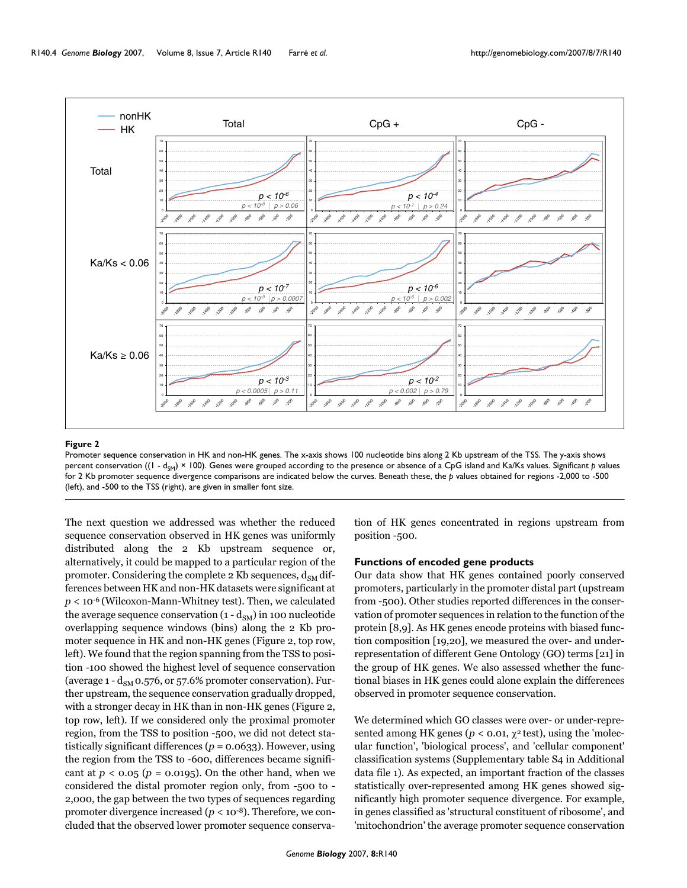**Figure 2**

Promoter sequence conservation in HK and non-HK genes. The x-axis shows 100 nucleotide bins along 2 Kb upstream of the TSS. The y-axis shows percent conservation ((1 - $d_{SM}$) × 100). Genes were grouped according to the presence or absence of a CpG island and Ka/Ks values. Significant *p* values for 2 Kb promoter sequence divergence comparisons are indicated below the curves. Beneath these, the *p* values obtained for regions -2,000 to -500 (left), and -500 to the TSS (right), are given in smaller font size.

The next question we addressed was whether the reduced sequence conservation observed in HK genes was uniformly distributed along the 2 Kb upstream sequence or, alternatively, it could be mapped to a particular region of the promoter. Considering the complete 2 Kb sequences, $d_{SM}$ differences between HK and non-HK datasets were significant at $p < 10^{-6}$ (Wilcoxon-Mann-Whitney test). Then, we calculated the average sequence conservation (1 - $d_{SM}$) in 100 nucleotide overlapping sequence windows (bins) along the 2 Kb promoter sequence in HK and non-HK genes (Figure 2, top row, left). We found that the region spanning from the TSS to position -100 showed the highest level of sequence conservation (average 1 - $d_{SM}$ 0.576, or 57.6% promoter conservation). Further upstream, the sequence conservation gradually dropped, with a stronger decay in HK than in non-HK genes (Figure 2, top row, left). If we considered only the proximal promoter region, from the TSS to position -500, we did not detect statistically significant differences ($p$ = 0.0633). However, using the region from the TSS to -600, differences became significant at $p < 0.05$ ($p$ = 0.0195). On the other hand, when we considered the distal promoter region only, from -500 to -2,000, the gap between the two types of sequences regarding promoter divergence increased ($p < 10^{-8}$). Therefore, we concluded that the observed lower promoter sequence conservation of HK genes concentrated in regions upstream from position -500.

### Functions of encoded gene products

Our data show that HK genes contained poorly conserved promoters, particularly in the promoter distal part (upstream from -500). Other studies reported differences in the conservation of promoter sequences in relation to the function of the protein [8,9]. As HK genes encode proteins with biased function composition [19,20], we measured the over- and under-representation of different Gene Ontology (GO) terms [21] in the group of HK genes. We also assessed whether the functional biases in HK genes could alone explain the differences observed in promoter sequence conservation.

We determined which GO classes were over- or under-represented among HK genes ($p < 0.01$, $\chi^2$ test), using the 'molecular function', 'biological process', and 'cellular component' classification systems (Supplementary table S4 in Additional data file 1). As expected, an important fraction of the classes statistically over-represented among HK genes showed significantly high promoter sequence divergence. For example, in genes classified as 'structural constituent of ribosome', and 'mitochondrion' the average promoter sequence conservation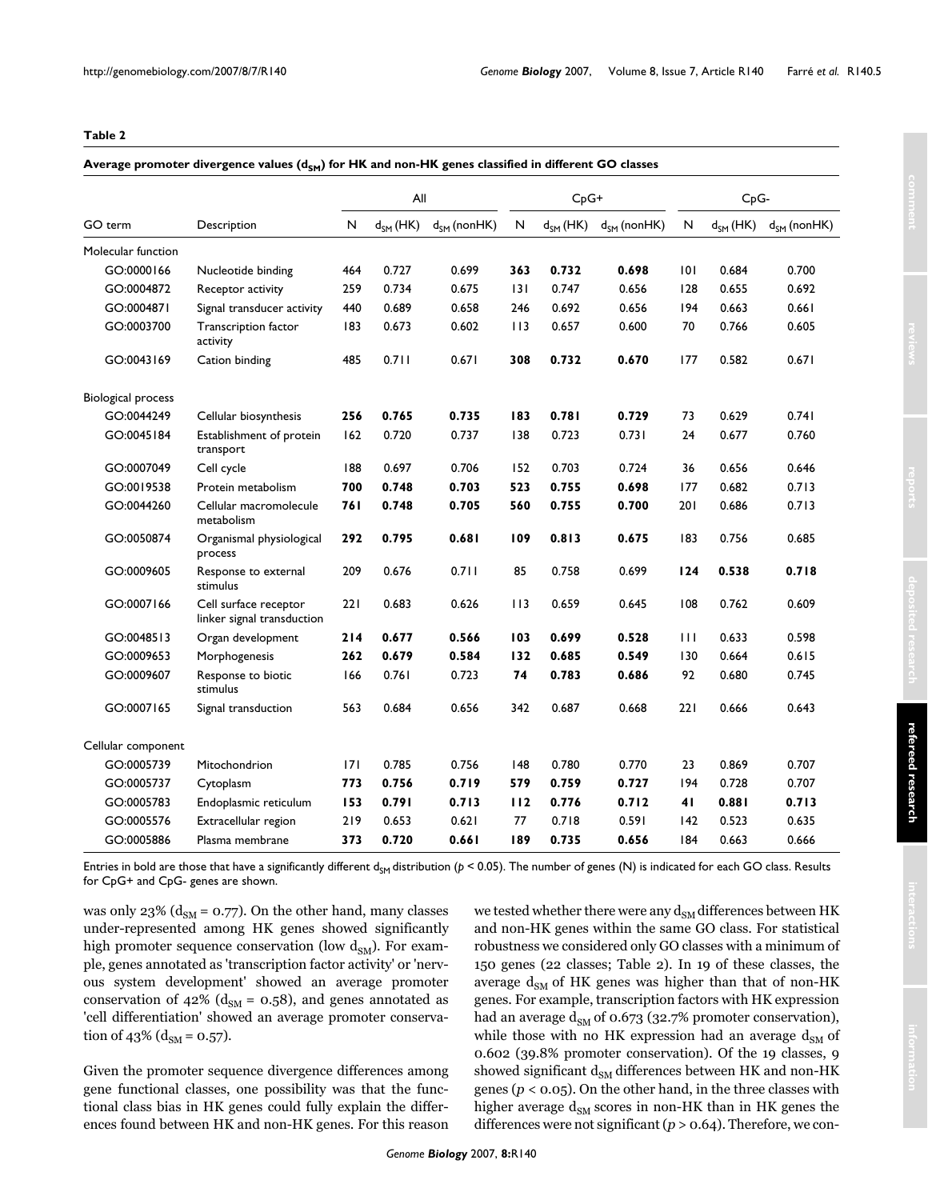**Table 2**

**Average promoter divergence values ($d_{SM}$) for HK and non-HK genes classified in different GO classes**

| GO term | Description | All | | | CpG+ | | | CpG- | | |
|---|---|---|---|---|---|---|---|---|---|---|
| | | N | $d_{SM}$ (HK) | $d_{SM}$ (nonHK) | N | $d_{SM}$ (HK) | $d_{SM}$ (nonHK) | N | $d_{SM}$ (HK) | $d_{SM}$ (nonHK) |
| Molecular function | | | | | | | | | | |
| GO:0000166 | Nucleotide binding | 464 | 0.727 | 0.699 | **363** | **0.732** | **0.698** | 101 | 0.684 | 0.700 |
| GO:0004872 | Receptor activity | 259 | 0.734 | 0.675 | 131 | 0.747 | 0.656 | 128 | 0.655 | 0.692 |
| GO:0004871 | Signal transducer activity | 440 | 0.689 | 0.658 | 246 | 0.692 | 0.656 | 194 | 0.663 | 0.661 |
| GO:0003700 | Transcription factor activity | 183 | 0.673 | 0.602 | 113 | 0.657 | 0.600 | 70 | 0.766 | 0.605 |
| GO:0043169 | Cation binding | 485 | 0.711 | 0.671 | **308** | **0.732** | **0.670** | 177 | 0.582 | 0.671 |
| Biological process | | | | | | | | | | |
| GO:0044249 | Cellular biosynthesis | **256** | **0.765** | **0.735** | **183** | **0.781** | **0.729** | 73 | 0.629 | 0.741 |
| GO:0045184 | Establishment of protein transport | 162 | 0.720 | 0.737 | 138 | 0.723 | 0.731 | 24 | 0.677 | 0.760 |
| GO:0007049 | Cell cycle | 188 | 0.697 | 0.706 | 152 | 0.703 | 0.724 | 36 | 0.656 | 0.646 |
| GO:0019538 | Protein metabolism | **700** | **0.748** | **0.703** | **523** | **0.755** | **0.698** | 177 | 0.682 | 0.713 |
| GO:0044260 | Cellular macromolecule metabolism | **761** | **0.748** | **0.705** | **560** | **0.755** | **0.700** | 201 | 0.686 | 0.713 |
| GO:0050874 | Organismal physiological process | **292** | **0.795** | **0.681** | **109** | **0.813** | **0.675** | 183 | 0.756 | 0.685 |
| GO:0009605 | Response to external stimulus | 209 | 0.676 | 0.711 | 85 | 0.758 | 0.699 | **124** | **0.538** | **0.718** |
| GO:0007166 | Cell surface receptor linker signal transduction | 221 | 0.683 | 0.626 | 113 | 0.659 | 0.645 | 108 | 0.762 | 0.609 |
| GO:0048513 | Organ development | **214** | **0.677** | **0.566** | **103** | **0.699** | **0.528** | 111 | 0.633 | 0.598 |
| GO:0009653 | Morphogenesis | **262** | **0.679** | **0.584** | **132** | **0.685** | **0.549** | 130 | 0.664 | 0.615 |
| GO:0009607 | Response to biotic stimulus | 166 | 0.761 | 0.723 | **74** | **0.783** | **0.686** | 92 | 0.680 | 0.745 |
| GO:0007165 | Signal transduction | 563 | 0.684 | 0.656 | 342 | 0.687 | 0.668 | 221 | 0.666 | 0.643 |
| Cellular component | | | | | | | | | | |
| GO:0005739 | Mitochondrion | 171 | 0.785 | 0.756 | 148 | 0.780 | 0.770 | 23 | 0.869 | 0.707 |
| GO:0005737 | Cytoplasm | **773** | **0.756** | **0.719** | **579** | **0.759** | **0.727** | 194 | 0.728 | 0.707 |
| GO:0005783 | Endoplasmic reticulum | **153** | **0.791** | **0.713** | **112** | **0.776** | **0.712** | **41** | **0.881** | **0.713** |
| GO:0005576 | Extracellular region | 219 | 0.653 | 0.621 | 77 | 0.718 | 0.591 | 142 | 0.523 | 0.635 |
| GO:0005886 | Plasma membrane | **373** | **0.720** | **0.661** | **189** | **0.735** | **0.656** | 184 | 0.663 | 0.666 |

Entries in bold are those that have a significantly different $d_{SM}$ distribution ($p < 0.05$). The number of genes (N) is indicated for each GO class. Results for CpG+ and CpG- genes are shown.

was only 23% ($d_{SM} = 0.77$). On the other hand, many classes under-represented among HK genes showed significantly high promoter sequence conservation (low $d_{SM}$). For example, genes annotated as 'transcription factor activity' or 'nervous system development' showed an average promoter conservation of 42% ($d_{SM} = 0.58$), and genes annotated as 'cell differentiation' showed an average promoter conservation of 43% ($d_{SM} = 0.57$).

Given the promoter sequence divergence differences among gene functional classes, one possibility was that the functional class bias in HK genes could fully explain the differences found between HK and non-HK genes. For this reason we tested whether there were any $d_{SM}$ differences between HK and non-HK genes within the same GO class. For statistical robustness we considered only GO classes with a minimum of 150 genes (22 classes; Table 2). In 19 of these classes, the average $d_{SM}$ of HK genes was higher than that of non-HK genes. For example, transcription factors with HK expression had an average $d_{SM}$ of 0.673 (32.7% promoter conservation), while those with no HK expression had an average $d_{SM}$ of 0.602 (39.8% promoter conservation). Of the 19 classes, 9 showed significant $d_{SM}$ differences between HK and non-HK genes ($p < 0.05$). On the other hand, in the three classes with higher average $d_{SM}$ scores in non-HK than in HK genes the differences were not significant ($p > 0.64$). Therefore, we con-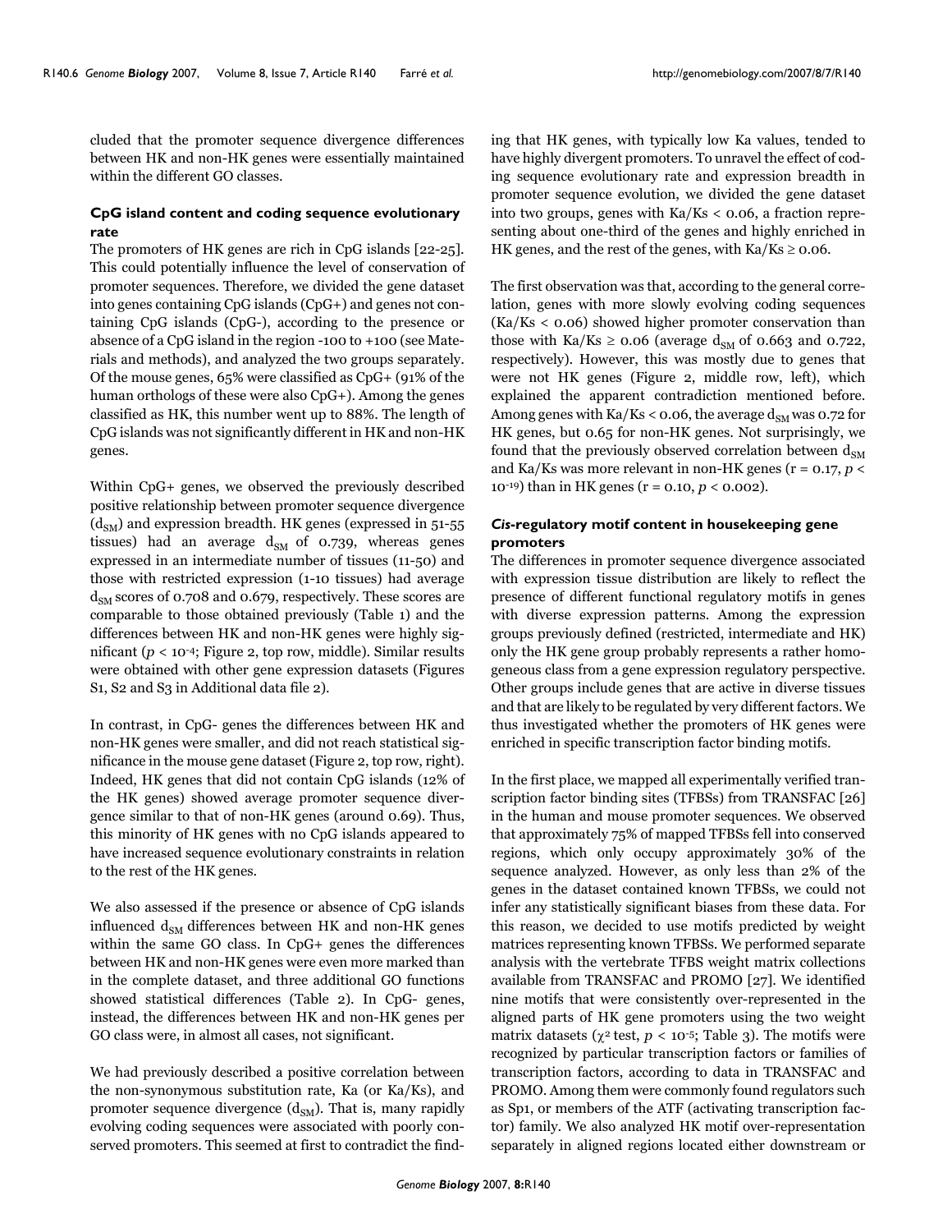cluded that the promoter sequence divergence differences between HK and non-HK genes were essentially maintained within the different GO classes.

### CpG island content and coding sequence evolutionary rate

The promoters of HK genes are rich in CpG islands [22-25]. This could potentially influence the level of conservation of promoter sequences. Therefore, we divided the gene dataset into genes containing CpG islands (CpG+) and genes not containing CpG islands (CpG-), according to the presence or absence of a CpG island in the region -100 to +100 (see Materials and methods), and analyzed the two groups separately. Of the mouse genes, 65% were classified as CpG+ (91% of the human orthologs of these were also CpG+). Among the genes classified as HK, this number went up to 88%. The length of CpG islands was not significantly different in HK and non-HK genes.

Within CpG+ genes, we observed the previously described positive relationship between promoter sequence divergence ($d_{SM}$) and expression breadth. HK genes (expressed in 51-55 tissues) had an average $d_{SM}$ of 0.739, whereas genes expressed in an intermediate number of tissues (11-50) and those with restricted expression (1-10 tissues) had average $d_{SM}$ scores of 0.708 and 0.679, respectively. These scores are comparable to those obtained previously (Table 1) and the differences between HK and non-HK genes were highly significant ($p < 10^{-4}$; Figure 2, top row, middle). Similar results were obtained with other gene expression datasets (Figures S1, S2 and S3 in Additional data file 2).

In contrast, in CpG- genes the differences between HK and non-HK genes were smaller, and did not reach statistical significance in the mouse gene dataset (Figure 2, top row, right). Indeed, HK genes that did not contain CpG islands (12% of the HK genes) showed average promoter sequence divergence similar to that of non-HK genes (around 0.69). Thus, this minority of HK genes with no CpG islands appeared to have increased sequence evolutionary constraints in relation to the rest of the HK genes.

We also assessed if the presence or absence of CpG islands influenced $d_{SM}$ differences between HK and non-HK genes within the same GO class. In CpG+ genes the differences between HK and non-HK genes were even more marked than in the complete dataset, and three additional GO functions showed statistical differences (Table 2). In CpG- genes, instead, the differences between HK and non-HK genes per GO class were, in almost all cases, not significant.

We had previously described a positive correlation between the non-synonymous substitution rate, Ka (or Ka/Ks), and promoter sequence divergence ($d_{SM}$). That is, many rapidly evolving coding sequences were associated with poorly conserved promoters. This seemed at first to contradict the finding that HK genes, with typically low Ka values, tended to have highly divergent promoters. To unravel the effect of coding sequence evolutionary rate and expression breadth in promoter sequence evolution, we divided the gene dataset into two groups, genes with Ka/Ks < 0.06, a fraction representing about one-third of the genes and highly enriched in HK genes, and the rest of the genes, with Ka/Ks ≥ 0.06.

The first observation was that, according to the general correlation, genes with more slowly evolving coding sequences (Ka/Ks < 0.06) showed higher promoter conservation than those with Ka/Ks ≥ 0.06 (average $d_{SM}$ of 0.663 and 0.722, respectively). However, this was mostly due to genes that were not HK genes (Figure 2, middle row, left), which explained the apparent contradiction mentioned before. Among genes with Ka/Ks < 0.06, the average $d_{SM}$ was 0.72 for HK genes, but 0.65 for non-HK genes. Not surprisingly, we found that the previously observed correlation between $d_{SM}$ and Ka/Ks was more relevant in non-HK genes ($r = 0.17$, $p < 10^{-19}$) than in HK genes ($r = 0.10$, $p < 0.002$).

### *Cis*-regulatory motif content in housekeeping gene promoters

The differences in promoter sequence divergence associated with expression tissue distribution are likely to reflect the presence of different functional regulatory motifs in genes with diverse expression patterns. Among the expression groups previously defined (restricted, intermediate and HK) only the HK gene group probably represents a rather homogeneous class from a gene expression regulatory perspective. Other groups include genes that are active in diverse tissues and that are likely to be regulated by very different factors. We thus investigated whether the promoters of HK genes were enriched in specific transcription factor binding motifs.

In the first place, we mapped all experimentally verified transcription factor binding sites (TFBSs) from TRANSFAC [26] in the human and mouse promoter sequences. We observed that approximately 75% of mapped TFBSs fell into conserved regions, which only occupy approximately 30% of the sequence analyzed. However, as only less than 2% of the genes in the dataset contained known TFBSs, we could not infer any statistically significant biases from these data. For this reason, we decided to use motifs predicted by weight matrices representing known TFBSs. We performed separate analysis with the vertebrate TFBS weight matrix collections available from TRANSFAC and PROMO [27]. We identified nine motifs that were consistently over-represented in the aligned parts of HK gene promoters using the two weight matrix datasets ($\chi^2$ test, $p < 10^{-5}$; Table 3). The motifs were recognized by particular transcription factors or families of transcription factors, according to data in TRANSFAC and PROMO. Among them were commonly found regulators such as Sp1, or members of the ATF (activating transcription factor) family. We also analyzed HK motif over-representation separately in aligned regions located either downstream or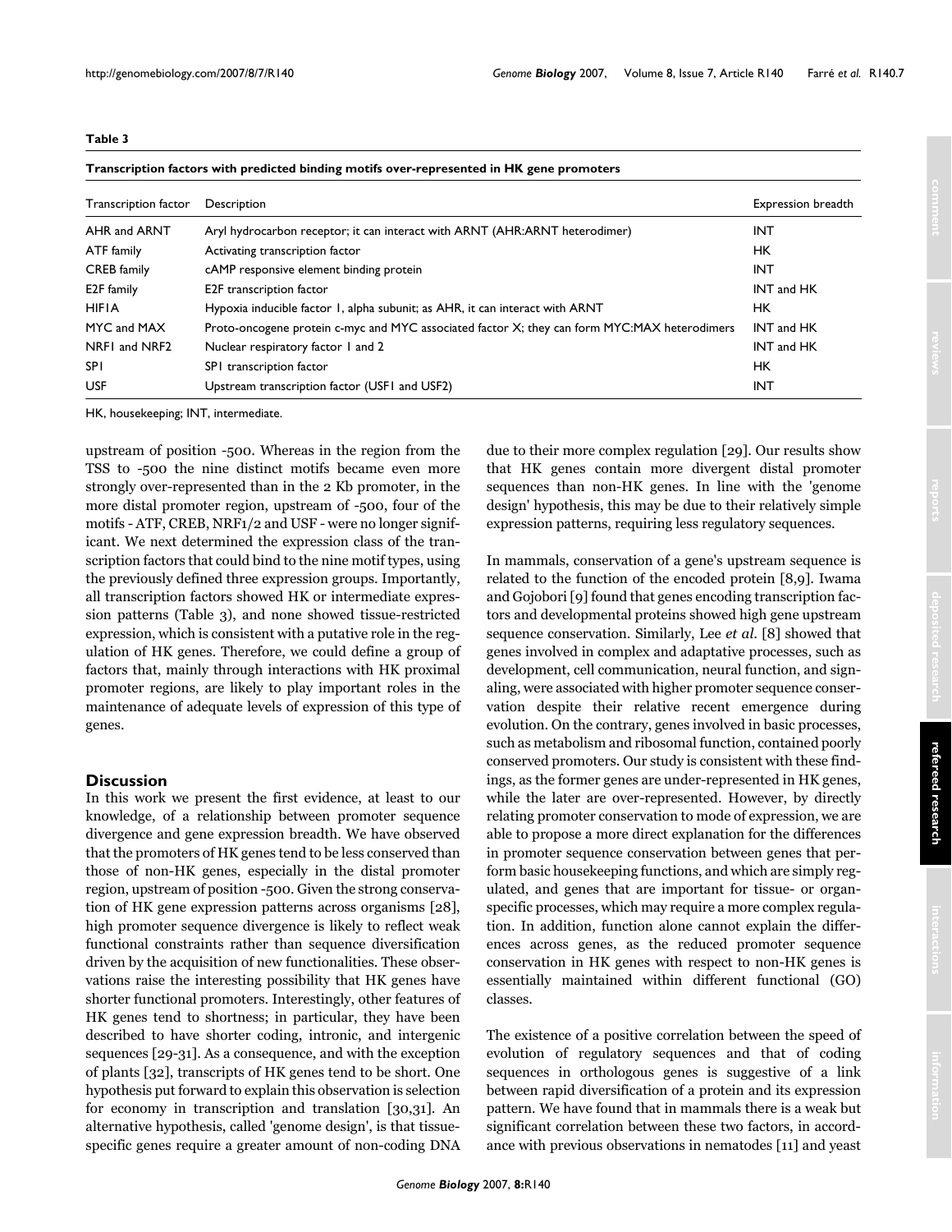**Table 3**

**Transcription factors with predicted binding motifs over-represented in HK gene promoters**

| Transcription factor | Description | Expression breadth |
|---|---|---|
| AHR and ARNT | Aryl hydrocarbon receptor; it can interact with ARNT (AHR:ARNT heterodimer) | INT |
| ATF family | Activating transcription factor | HK |
| CREB family | cAMP responsive element binding protein | INT |
| E2F family | E2F transcription factor | INT and HK |
| HIF1A | Hypoxia inducible factor 1, alpha subunit; as AHR, it can interact with ARNT | HK |
| MYC and MAX | Proto-oncogene protein c-myc and MYC associated factor X; they can form MYC:MAX heterodimers | INT and HK |
| NRF1 and NRF2 | Nuclear respiratory factor 1 and 2 | INT and HK |
| SP1 | SP1 transcription factor | HK |
| USF | Upstream transcription factor (USF1 and USF2) | INT |

HK, housekeeping; INT, intermediate.

upstream of position -500. Whereas in the region from the TSS to -500 the nine distinct motifs became even more strongly over-represented than in the 2 Kb promoter, in the more distal promoter region, upstream of -500, four of the motifs - ATF, CREB, NRF1/2 and USF - were no longer significant. We next determined the expression class of the transcription factors that could bind to the nine motif types, using the previously defined three expression groups. Importantly, all transcription factors showed HK or intermediate expression patterns (Table 3), and none showed tissue-restricted expression, which is consistent with a putative role in the regulation of HK genes. Therefore, we could define a group of factors that, mainly through interactions with HK proximal promoter regions, are likely to play important roles in the maintenance of adequate levels of expression of this type of genes.

## Discussion

In this work we present the first evidence, at least to our knowledge, of a relationship between promoter sequence divergence and gene expression breadth. We have observed that the promoters of HK genes tend to be less conserved than those of non-HK genes, especially in the distal promoter region, upstream of position -500. Given the strong conservation of HK gene expression patterns across organisms [28], high promoter sequence divergence is likely to reflect weak functional constraints rather than sequence diversification driven by the acquisition of new functionalities. These observations raise the interesting possibility that HK genes have shorter functional promoters. Interestingly, other features of HK genes tend to shortness; in particular, they have been described to have shorter coding, intronic, and intergenic sequences [29-31]. As a consequence, and with the exception of plants [32], transcripts of HK genes tend to be short. One hypothesis put forward to explain this observation is selection for economy in transcription and translation [30,31]. An alternative hypothesis, called 'genome design', is that tissue-specific genes require a greater amount of non-coding DNA due to their more complex regulation [29]. Our results show that HK genes contain more divergent distal promoter sequences than non-HK genes. In line with the 'genome design' hypothesis, this may be due to their relatively simple expression patterns, requiring less regulatory sequences.

In mammals, conservation of a gene's upstream sequence is related to the function of the encoded protein [8,9]. Iwama and Gojobori [9] found that genes encoding transcription factors and developmental proteins showed high gene upstream sequence conservation. Similarly, Lee *et al.* [8] showed that genes involved in complex and adaptative processes, such as development, cell communication, neural function, and signaling, were associated with higher promoter sequence conservation despite their relative recent emergence during evolution. On the contrary, genes involved in basic processes, such as metabolism and ribosomal function, contained poorly conserved promoters. Our study is consistent with these findings, as the former genes are under-represented in HK genes, while the later are over-represented. However, by directly relating promoter conservation to mode of expression, we are able to propose a more direct explanation for the differences in promoter sequence conservation between genes that perform basic housekeeping functions, and which are simply regulated, and genes that are important for tissue- or organ-specific processes, which may require a more complex regulation. In addition, function alone cannot explain the differences across genes, as the reduced promoter sequence conservation in HK genes with respect to non-HK genes is essentially maintained within different functional (GO) classes.

The existence of a positive correlation between the speed of evolution of regulatory sequences and that of coding sequences in orthologous genes is suggestive of a link between rapid diversification of a protein and its expression pattern. We have found that in mammals there is a weak but significant correlation between these two factors, in accordance with previous observations in nematodes [11] and yeast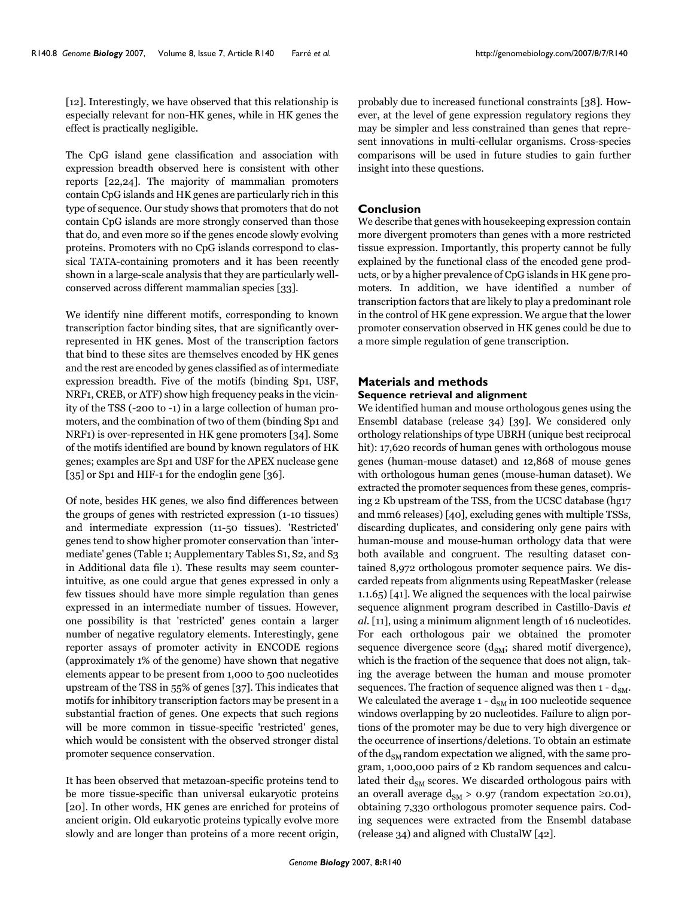[12]. Interestingly, we have observed that this relationship is especially relevant for non-HK genes, while in HK genes the effect is practically negligible.

The CpG island gene classification and association with expression breadth observed here is consistent with other reports [22,24]. The majority of mammalian promoters contain CpG islands and HK genes are particularly rich in this type of sequence. Our study shows that promoters that do not contain CpG islands are more strongly conserved than those that do, and even more so if the genes encode slowly evolving proteins. Promoters with no CpG islands correspond to classical TATA-containing promoters and it has been recently shown in a large-scale analysis that they are particularly well-conserved across different mammalian species [33].

We identify nine different motifs, corresponding to known transcription factor binding sites, that are significantly over-represented in HK genes. Most of the transcription factors that bind to these sites are themselves encoded by HK genes and the rest are encoded by genes classified as of intermediate expression breadth. Five of the motifs (binding Sp1, USF, NRF1, CREB, or ATF) show high frequency peaks in the vicinity of the TSS (-200 to -1) in a large collection of human promoters, and the combination of two of them (binding Sp1 and NRF1) is over-represented in HK gene promoters [34]. Some of the motifs identified are bound by known regulators of HK genes; examples are Sp1 and USF for the APEX nuclease gene [35] or Sp1 and HIF-1 for the endoglin gene [36].

Of note, besides HK genes, we also find differences between the groups of genes with restricted expression (1-10 tissues) and intermediate expression (11-50 tissues). 'Restricted' genes tend to show higher promoter conservation than 'intermediate' genes (Table 1; Aupplementary Tables S1, S2, and S3 in Additional data file 1). These results may seem counter-intuitive, as one could argue that genes expressed in only a few tissues should have more simple regulation than genes expressed in an intermediate number of tissues. However, one possibility is that 'restricted' genes contain a larger number of negative regulatory elements. Interestingly, gene reporter assays of promoter activity in ENCODE regions (approximately 1% of the genome) have shown that negative elements appear to be present from 1,000 to 500 nucleotides upstream of the TSS in 55% of genes [37]. This indicates that motifs for inhibitory transcription factors may be present in a substantial fraction of genes. One expects that such regions will be more common in tissue-specific 'restricted' genes, which would be consistent with the observed stronger distal promoter sequence conservation.

It has been observed that metazoan-specific proteins tend to be more tissue-specific than universal eukaryotic proteins [20]. In other words, HK genes are enriched for proteins of ancient origin. Old eukaryotic proteins typically evolve more slowly and are longer than proteins of a more recent origin, probably due to increased functional constraints [38]. However, at the level of gene expression regulatory regions they may be simpler and less constrained than genes that represent innovations in multi-cellular organisms. Cross-species comparisons will be used in future studies to gain further insight into these questions.

## Conclusion

We describe that genes with housekeeping expression contain more divergent promoters than genes with a more restricted tissue expression. Importantly, this property cannot be fully explained by the functional class of the encoded gene products, or by a higher prevalence of CpG islands in HK gene promoters. In addition, we have identified a number of transcription factors that are likely to play a predominant role in the control of HK gene expression. We argue that the lower promoter conservation observed in HK genes could be due to a more simple regulation of gene transcription.

## Materials and methods

### Sequence retrieval and alignment

We identified human and mouse orthologous genes using the Ensembl database (release 34) [39]. We considered only orthology relationships of type UBRH (unique best reciprocal hit): 17,620 records of human genes with orthologous mouse genes (human-mouse dataset) and 12,868 of mouse genes with orthologous human genes (mouse-human dataset). We extracted the promoter sequences from these genes, comprising 2 Kb upstream of the TSS, from the UCSC database (hg17 and mm6 releases) [40], excluding genes with multiple TSSs, discarding duplicates, and considering only gene pairs with human-mouse and mouse-human orthology data that were both available and congruent. The resulting dataset contained 8,972 orthologous promoter sequence pairs. We discarded repeats from alignments using RepeatMasker (release 1.1.65) [41]. We aligned the sequences with the local pairwise sequence alignment program described in Castillo-Davis *et al*. [11], using a minimum alignment length of 16 nucleotides. For each orthologous pair we obtained the promoter sequence divergence score ($d_{SM}$; shared motif divergence), which is the fraction of the sequence that does not align, taking the average between the human and mouse promoter sequences. The fraction of sequence aligned was then 1 - $d_{SM}$. We calculated the average 1 - $d_{SM}$ in 100 nucleotide sequence windows overlapping by 20 nucleotides. Failure to align portions of the promoter may be due to very high divergence or the occurrence of insertions/deletions. To obtain an estimate of the $d_{SM}$ random expectation we aligned, with the same program, 1,000,000 pairs of 2 Kb random sequences and calculated their $d_{SM}$ scores. We discarded orthologous pairs with an overall average $d_{SM} > 0.97$ (random expectation $\geq 0.01$), obtaining 7,330 orthologous promoter sequence pairs. Coding sequences were extracted from the Ensembl database (release 34) and aligned with ClustalW [42].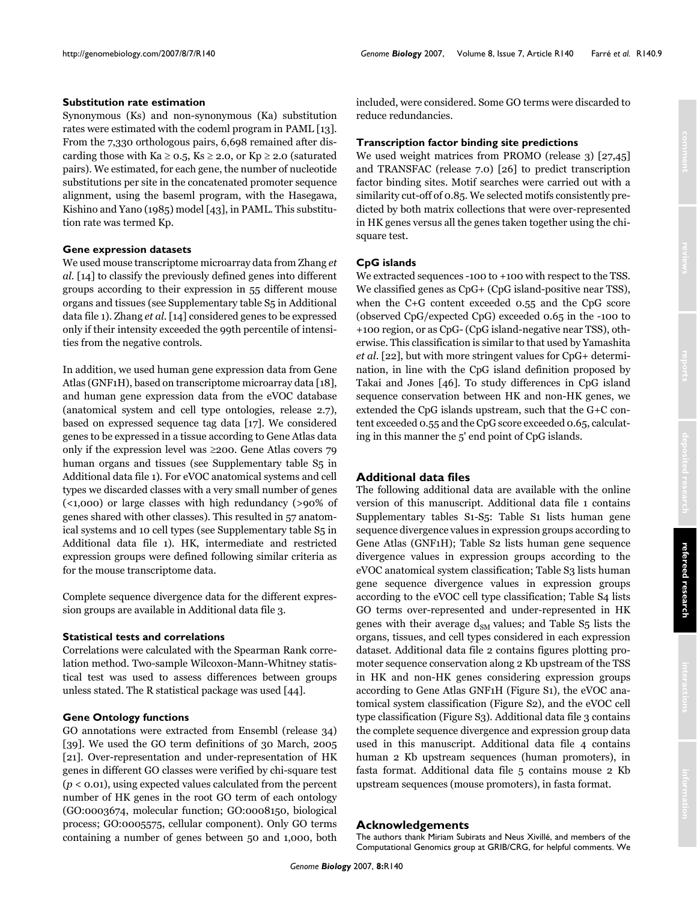### Substitution rate estimation

Synonymous (Ks) and non-synonymous (Ka) substitution rates were estimated with the codeml program in PAML [13]. From the 7,330 orthologous pairs, 6,698 remained after discarding those with Ka ≥ 0.5, Ks ≥ 2.0, or Kp ≥ 2.0 (saturated pairs). We estimated, for each gene, the number of nucleotide substitutions per site in the concatenated promoter sequence alignment, using the baseml program, with the Hasegawa, Kishino and Yano (1985) model [43], in PAML. This substitution rate was termed Kp.

### Gene expression datasets

We used mouse transcriptome microarray data from Zhang *et al*. [14] to classify the previously defined genes into different groups according to their expression in 55 different mouse organs and tissues (see Supplementary table S5 in Additional data file 1). Zhang *et al*. [14] considered genes to be expressed only if their intensity exceeded the 99th percentile of intensities from the negative controls.

In addition, we used human gene expression data from Gene Atlas (GNF1H), based on transcriptome microarray data [18], and human gene expression data from the eVOC database (anatomical system and cell type ontologies, release 2.7), based on expressed sequence tag data [17]. We considered genes to be expressed in a tissue according to Gene Atlas data only if the expression level was ≥200. Gene Atlas covers 79 human organs and tissues (see Supplementary table S5 in Additional data file 1). For eVOC anatomical systems and cell types we discarded classes with a very small number of genes (<1,000) or large classes with high redundancy (>90% of genes shared with other classes). This resulted in 57 anatomical systems and 10 cell types (see Supplementary table S5 in Additional data file 1). HK, intermediate and restricted expression groups were defined following similar criteria as for the mouse transcriptome data.

Complete sequence divergence data for the different expression groups are available in Additional data file 3.

### Statistical tests and correlations

Correlations were calculated with the Spearman Rank correlation method. Two-sample Wilcoxon-Mann-Whitney statistical test was used to assess differences between groups unless stated. The R statistical package was used [44].

### Gene Ontology functions

GO annotations were extracted from Ensembl (release 34) [39]. We used the GO term definitions of 30 March, 2005 [21]. Over-representation and under-representation of HK genes in different GO classes were verified by chi-square test ($p < 0.01$), using expected values calculated from the percent number of HK genes in the root GO term of each ontology (GO:0003674, molecular function; GO:0008150, biological process; GO:0005575, cellular component). Only GO terms containing a number of genes between 50 and 1,000, both included, were considered. Some GO terms were discarded to reduce redundancies.

### Transcription factor binding site predictions

We used weight matrices from PROMO (release 3) [27,45] and TRANSFAC (release 7.0) [26] to predict transcription factor binding sites. Motif searches were carried out with a similarity cut-off of 0.85. We selected motifs consistently predicted by both matrix collections that were over-represented in HK genes versus all the genes taken together using the chi-square test.

### CpG islands

We extracted sequences -100 to +100 with respect to the TSS. We classified genes as CpG+ (CpG island-positive near TSS), when the C+G content exceeded 0.55 and the CpG score (observed CpG/expected CpG) exceeded 0.65 in the -100 to +100 region, or as CpG- (CpG island-negative near TSS), otherwise. This classification is similar to that used by Yamashita *et al*. [22], but with more stringent values for CpG+ determination, in line with the CpG island definition proposed by Takai and Jones [46]. To study differences in CpG island sequence conservation between HK and non-HK genes, we extended the CpG islands upstream, such that the G+C content exceeded 0.55 and the CpG score exceeded 0.65, calculating in this manner the 5' end point of CpG islands.

## Additional data files

The following additional data are available with the online version of this manuscript. Additional data file 1 contains Supplementary tables S1-S5: Table S1 lists human gene sequence divergence values in expression groups according to Gene Atlas (GNF1H); Table S2 lists human gene sequence divergence values in expression groups according to the eVOC anatomical system classification; Table S3 lists human gene sequence divergence values in expression groups according to the eVOC cell type classification; Table S4 lists GO terms over-represented and under-represented in HK genes with their average $d_{SM}$ values; and Table S5 lists the organs, tissues, and cell types considered in each expression dataset. Additional data file 2 contains figures plotting promoter sequence conservation along 2 Kb upstream of the TSS in HK and non-HK genes considering expression groups according to Gene Atlas GNF1H (Figure S1), the eVOC anatomical system classification (Figure S2), and the eVOC cell type classification (Figure S3). Additional data file 3 contains the complete sequence divergence and expression group data used in this manuscript. Additional data file 4 contains human 2 Kb upstream sequences (human promoters), in fasta format. Additional data file 5 contains mouse 2 Kb upstream sequences (mouse promoters), in fasta format.

## Acknowledgements

The authors thank Miriam Subirats and Neus Xivillé, and members of the Computational Genomics group at GRIB/CRG, for helpful comments. We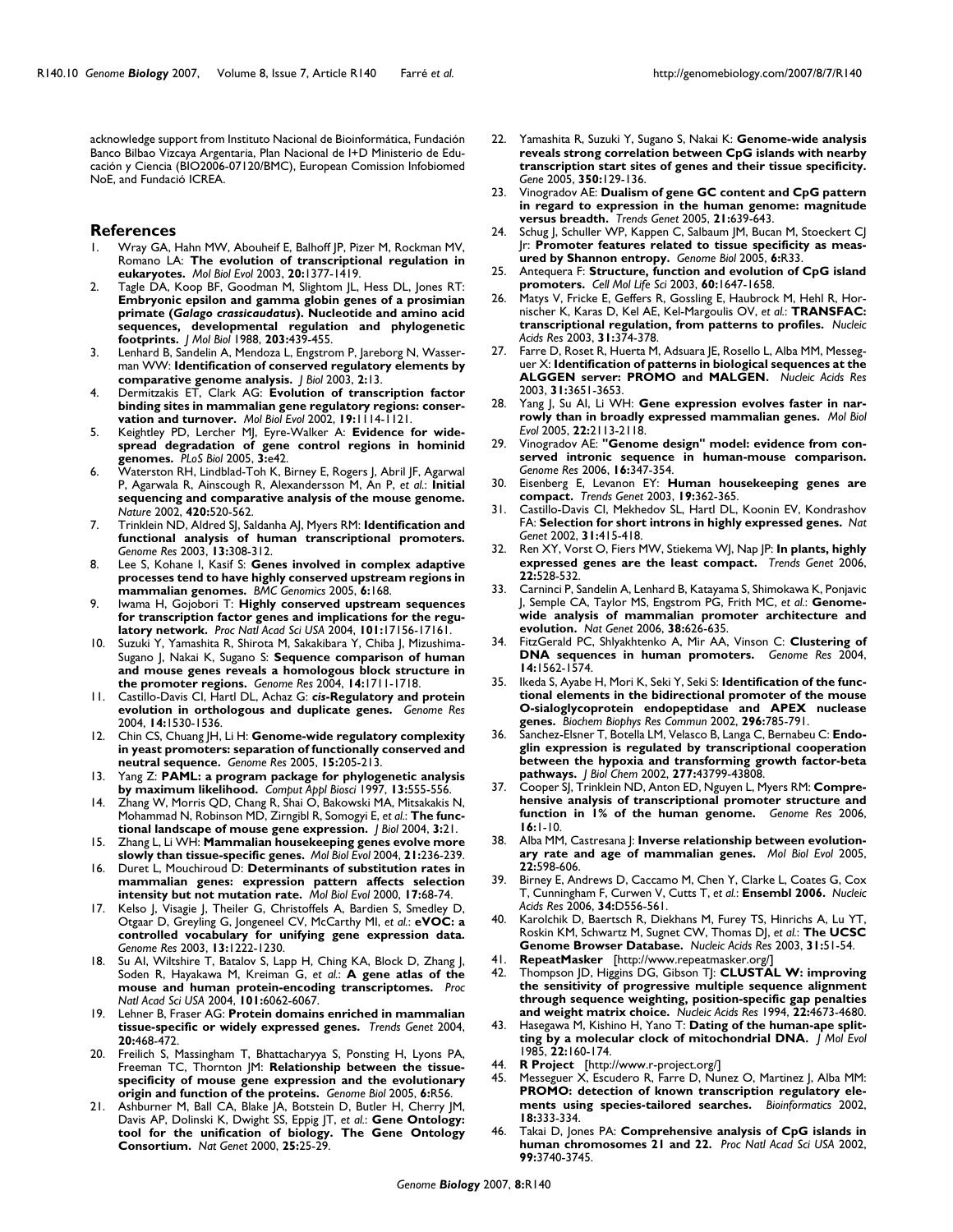acknowledge support from Instituto Nacional de Bioinformática, Fundación Banco Bilbao Vizcaya Argentaria, Plan Nacional de I+D Ministerio de Educación y Ciencia (BIO2006-07120/BMC), European Comission Infobiomed NoE, and Fundació ICREA.

## References

1. Wray GA, Hahn MW, Abouheif E, Balhoff JP, Pizer M, Rockman MV, Romano LA: **The evolution of transcriptional regulation in eukaryotes.** *Mol Biol Evol* 2003, **20:**1377-1419.
2. Tagle DA, Koop BF, Goodman M, Slightom JL, Hess DL, Jones RT: **Embryonic epsilon and gamma globin genes of a prosimian primate (*Galago crassicaudatus*). Nucleotide and amino acid sequences, developmental regulation and phylogenetic footprints.** *J Mol Biol* 1988, **203:**439-455.
3. Lenhard B, Sandelin A, Mendoza L, Engstrom P, Jareborg N, Wasserman WW: **Identification of conserved regulatory elements by comparative genome analysis.** *J Biol* 2003, **2:**13.
4. Dermitzakis ET, Clark AG: **Evolution of transcription factor binding sites in mammalian gene regulatory regions: conservation and turnover.** *Mol Biol Evol* 2002, **19:**1114-1121.
5. Keightley PD, Lercher MJ, Eyre-Walker A: **Evidence for widespread degradation of gene control regions in hominid genomes.** *PLoS Biol* 2005, **3:**e42.
6. Waterston RH, Lindblad-Toh K, Birney E, Rogers J, Abril JF, Agarwal P, Agarwala R, Ainscough R, Alexandersson M, An P, *et al.*: **Initial sequencing and comparative analysis of the mouse genome.** *Nature* 2002, **420:**520-562.
7. Trinklein ND, Aldred SJ, Saldanha AJ, Myers RM: **Identification and functional analysis of human transcriptional promoters.** *Genome Res* 2003, **13:**308-312.
8. Lee S, Kohane I, Kasif S: **Genes involved in complex adaptive processes tend to have highly conserved upstream regions in mammalian genomes.** *BMC Genomics* 2005, **6:**168.
9. Iwama H, Gojobori T: **Highly conserved upstream sequences for transcription factor genes and implications for the regulatory network.** *Proc Natl Acad Sci USA* 2004, **101:**17156-17161.
10. Suzuki Y, Yamashita R, Shirota M, Sakakibara Y, Chiba J, Mizushima-Sugano J, Nakai K, Sugano S: **Sequence comparison of human and mouse genes reveals a homologous block structure in the promoter regions.** *Genome Res* 2004, **14:**1711-1718.
11. Castillo-Davis CI, Hartl DL, Achaz G: ***cis*-Regulatory and protein evolution in orthologous and duplicate genes.** *Genome Res* 2004, **14:**1530-1536.
12. Chin CS, Chuang JH, Li H: **Genome-wide regulatory complexity in yeast promoters: separation of functionally conserved and neutral sequence.** *Genome Res* 2005, **15:**205-213.
13. Yang Z: **PAML: a program package for phylogenetic analysis by maximum likelihood.** *Comput Appl Biosci* 1997, **13:**555-556.
14. Zhang W, Morris QD, Chang R, Shai O, Bakowski MA, Mitsakakis N, Mohammad N, Robinson MD, Zirngibl R, Somogyi E, *et al.*: **The functional landscape of mouse gene expression.** *J Biol* 2004, **3:**21.
15. Zhang L, Li WH: **Mammalian housekeeping genes evolve more slowly than tissue-specific genes.** *Mol Biol Evol* 2004, **21:**236-239.
16. Duret L, Mouchiroud D: **Determinants of substitution rates in mammalian genes: expression pattern affects selection intensity but not mutation rate.** *Mol Biol Evol* 2000, **17:**68-74.
17. Kelso J, Visagie J, Theiler G, Christoffels A, Bardien S, Smedley D, Otgaar D, Greyling G, Jongeneel CV, McCarthy MI, *et al.*: **eVOC: a controlled vocabulary for unifying gene expression data.** *Genome Res* 2003, **13:**1222-1230.
18. Su AI, Wiltshire T, Batalov S, Lapp H, Ching KA, Block D, Zhang J, Soden R, Hayakawa M, Kreiman G, *et al.*: **A gene atlas of the mouse and human protein-encoding transcriptomes.** *Proc Natl Acad Sci USA* 2004, **101:**6062-6067.
19. Lehner B, Fraser AG: **Protein domains enriched in mammalian tissue-specific or widely expressed genes.** *Trends Genet* 2004, **20:**468-472.
20. Freilich S, Massingham T, Bhattacharyya S, Ponsting H, Lyons PA, Freeman TC, Thornton JM: **Relationship between the tissue-specificity of mouse gene expression and the evolutionary origin and function of the proteins.** *Genome Biol* 2005, **6:**R56.
21. Ashburner M, Ball CA, Blake JA, Botstein D, Butler H, Cherry JM, Davis AP, Dolinski K, Dwight SS, Eppig JT, *et al.*: **Gene Ontology: tool for the unification of biology. The Gene Ontology Consortium.** *Nat Genet* 2000, **25:**25-29.
22. Yamashita R, Suzuki Y, Sugano S, Nakai K: **Genome-wide analysis reveals strong correlation between CpG islands with nearby transcription start sites of genes and their tissue specificity.** *Gene* 2005, **350:**129-136.
23. Vinogradov AE: **Dualism of gene GC content and CpG pattern in regard to expression in the human genome: magnitude versus breadth.** *Trends Genet* 2005, **21:**639-643.
24. Schug J, Schuller WP, Kappen C, Salbaum JM, Bucan M, Stoeckert CJ Jr: **Promoter features related to tissue specificity as measured by Shannon entropy.** *Genome Biol* 2005, **6:**R33.
25. Antequera F: **Structure, function and evolution of CpG island promoters.** *Cell Mol Life Sci* 2003, **60:**1647-1658.
26. Matys V, Fricke E, Geffers R, Gossling E, Haubrock M, Hehl R, Hornischer K, Karas D, Kel AE, Kel-Margoulis OV, *et al.*: **TRANSFAC: transcriptional regulation, from patterns to profiles.** *Nucleic Acids Res* 2003, **31:**374-378.
27. Farre D, Roset R, Huerta M, Adsuara JE, Rosello L, Alba MM, Messeguer X: **Identification of patterns in biological sequences at the ALGGEN server: PROMO and MALGEN.** *Nucleic Acids Res* 2003, **31:**3651-3653.
28. Yang J, Su AI, Li WH: **Gene expression evolves faster in narrowly than in broadly expressed mammalian genes.** *Mol Biol Evol* 2005, **22:**2113-2118.
29. Vinogradov AE: **"Genome design" model: evidence from conserved intronic sequence in human-mouse comparison.** *Genome Res* 2006, **16:**347-354.
30. Eisenberg E, Levanon EY: **Human housekeeping genes are compact.** *Trends Genet* 2003, **19:**362-365.
31. Castillo-Davis CI, Mekhedov SL, Hartl DL, Koonin EV, Kondrashov FA: **Selection for short introns in highly expressed genes.** *Nat Genet* 2002, **31:**415-418.
32. Ren XY, Vorst O, Fiers MW, Stiekema WJ, Nap JP: **In plants, highly expressed genes are the least compact.** *Trends Genet* 2006, **22:**528-532.
33. Carninci P, Sandelin A, Lenhard B, Katayama S, Shimokawa K, Ponjavic J, Semple CA, Taylor MS, Engstrom PG, Frith MC, *et al.*: **Genome-wide analysis of mammalian promoter architecture and evolution.** *Nat Genet* 2006, **38:**626-635.
34. FitzGerald PC, Shlyakhtenko A, Mir AA, Vinson C: **Clustering of DNA sequences in human promoters.** *Genome Res* 2004, **14:**1562-1574.
35. Ikeda S, Ayabe H, Mori K, Seki Y, Seki S: **Identification of the functional elements in the bidirectional promoter of the mouse O-sialoglycoprotein endopeptidase and APEX nuclease genes.** *Biochem Biophys Res Commun* 2002, **296:**785-791.
36. Sanchez-Elsner T, Botella LM, Velasco B, Langa C, Bernabeu C: **Endoglin expression is regulated by transcriptional cooperation between the hypoxia and transforming growth factor-beta pathways.** *J Biol Chem* 2002, **277:**43799-43808.
37. Cooper SJ, Trinklein ND, Anton ED, Nguyen L, Myers RM: **Comprehensive analysis of transcriptional promoter structure and function in 1% of the human genome.** *Genome Res* 2006, **16:**1-10.
38. Alba MM, Castresana J: **Inverse relationship between evolutionary rate and age of mammalian genes.** *Mol Biol Evol* 2005, **22:**598-606.
39. Birney E, Andrews D, Caccamo M, Chen Y, Clarke L, Coates G, Cox T, Cunningham F, Curwen V, Cutts T, *et al.*: **Ensembl 2006.** *Nucleic Acids Res* 2006, **34:**D556-561.
40. Karolchik D, Baertsch R, Diekhans M, Furey TS, Hinrichs A, Lu YT, Roskin KM, Schwartz M, Sugnet CW, Thomas DJ, *et al.*: **The UCSC Genome Browser Database.** *Nucleic Acids Res* 2003, **31:**51-54.
41. **RepeatMasker** [http://www.repeatmasker.org/]
42. Thompson JD, Higgins DG, Gibson TJ: **CLUSTAL W: improving the sensitivity of progressive multiple sequence alignment through sequence weighting, position-specific gap penalties and weight matrix choice.** *Nucleic Acids Res* 1994, **22:**4673-4680.
43. Hasegawa M, Kishino H, Yano T: **Dating of the human-ape splitting by a molecular clock of mitochondrial DNA.** *J Mol Evol* 1985, **22:**160-174.
44. **R Project** [http://www.r-project.org/]
45. Messeguer X, Escudero R, Farre D, Nunez O, Martinez J, Alba MM: **PROMO: detection of known transcription regulatory elements using species-tailored searches.** *Bioinformatics* 2002, **18:**333-334.
46. Takai D, Jones PA: **Comprehensive analysis of CpG islands in human chromosomes 21 and 22.** *Proc Natl Acad Sci USA* 2002, **99:**3740-3745.